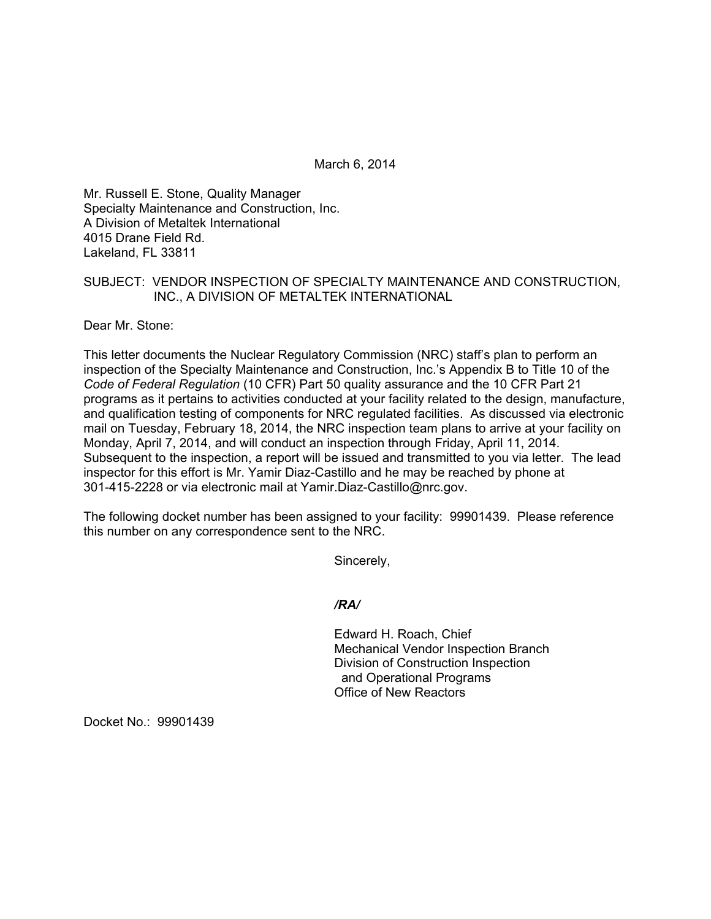March 6, 2014

Mr. Russell E. Stone, Quality Manager
Specialty Maintenance and Construction, Inc.
A Division of Metaltek International
4015 Drane Field Rd.
Lakeland, FL 33811

SUBJECT: VENDOR INSPECTION OF SPECIALTY MAINTENANCE AND CONSTRUCTION, INC., A DIVISION OF METALTEK INTERNATIONAL

Dear Mr. Stone:

This letter documents the Nuclear Regulatory Commission (NRC) staff's plan to perform an inspection of the Specialty Maintenance and Construction, Inc.'s Appendix B to Title 10 of the *Code of Federal Regulation* (10 CFR) Part 50 quality assurance and the 10 CFR Part 21 programs as it pertains to activities conducted at your facility related to the design, manufacture, and qualification testing of components for NRC regulated facilities. As discussed via electronic mail on Tuesday, February 18, 2014, the NRC inspection team plans to arrive at your facility on Monday, April 7, 2014, and will conduct an inspection through Friday, April 11, 2014. Subsequent to the inspection, a report will be issued and transmitted to you via letter. The lead inspector for this effort is Mr. Yamir Diaz-Castillo and he may be reached by phone at 301-415-2228 or via electronic mail at Yamir.Diaz-Castillo@nrc.gov.

The following docket number has been assigned to your facility: 99901439. Please reference this number on any correspondence sent to the NRC.

Sincerely,

***/RA/***

Edward H. Roach, Chief
Mechanical Vendor Inspection Branch
Division of Construction Inspection
and Operational Programs
Office of New Reactors

Docket No.: 99901439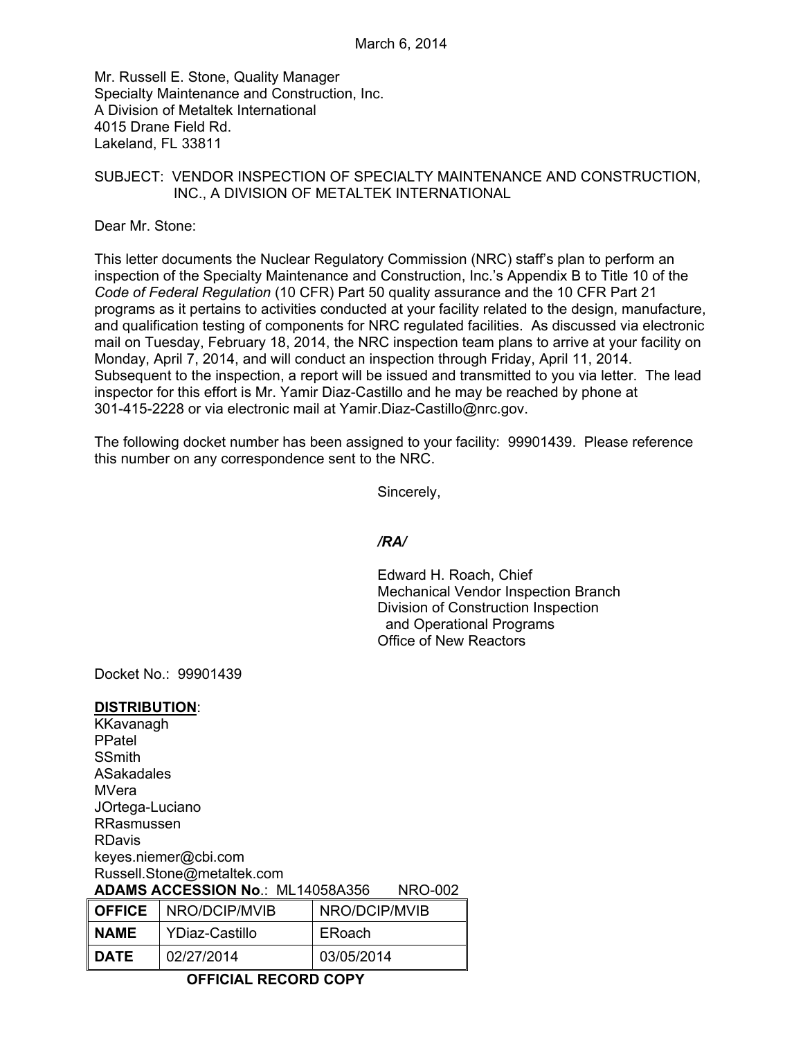March 6, 2014

Mr. Russell E. Stone, Quality Manager
Specialty Maintenance and Construction, Inc.
A Division of Metaltek International
4015 Drane Field Rd.
Lakeland, FL 33811

SUBJECT: VENDOR INSPECTION OF SPECIALTY MAINTENANCE AND CONSTRUCTION, INC., A DIVISION OF METALTEK INTERNATIONAL

Dear Mr. Stone:

This letter documents the Nuclear Regulatory Commission (NRC) staff's plan to perform an inspection of the Specialty Maintenance and Construction, Inc.'s Appendix B to Title 10 of the *Code of Federal Regulation* (10 CFR) Part 50 quality assurance and the 10 CFR Part 21 programs as it pertains to activities conducted at your facility related to the design, manufacture, and qualification testing of components for NRC regulated facilities. As discussed via electronic mail on Tuesday, February 18, 2014, the NRC inspection team plans to arrive at your facility on Monday, April 7, 2014, and will conduct an inspection through Friday, April 11, 2014. Subsequent to the inspection, a report will be issued and transmitted to you via letter. The lead inspector for this effort is Mr. Yamir Diaz-Castillo and he may be reached by phone at 301-415-2228 or via electronic mail at Yamir.Diaz-Castillo@nrc.gov.

The following docket number has been assigned to your facility: 99901439. Please reference this number on any correspondence sent to the NRC.

Sincerely,

*/RA/*

Edward H. Roach, Chief
Mechanical Vendor Inspection Branch
Division of Construction Inspection
and Operational Programs
Office of New Reactors

Docket No.: 99901439

**DISTRIBUTION**:
KKavanagh
PPatel
SSmith
ASakadales
MVera
JOrtega-Luciano
RRasmussen
RDavis
keyes.niemer@cbi.com
Russell.Stone@metaltek.com

**ADAMS ACCESSION No**.: ML14058A356 NRO-002

| **OFFICE** | NRO/DCIP/MVIB | NRO/DCIP/MVIB |
|---|---|---|
| **NAME** | YDiaz-Castillo | ERoach |
| **DATE** | 02/27/2014 | 03/05/2014 |

**OFFICIAL RECORD COPY**